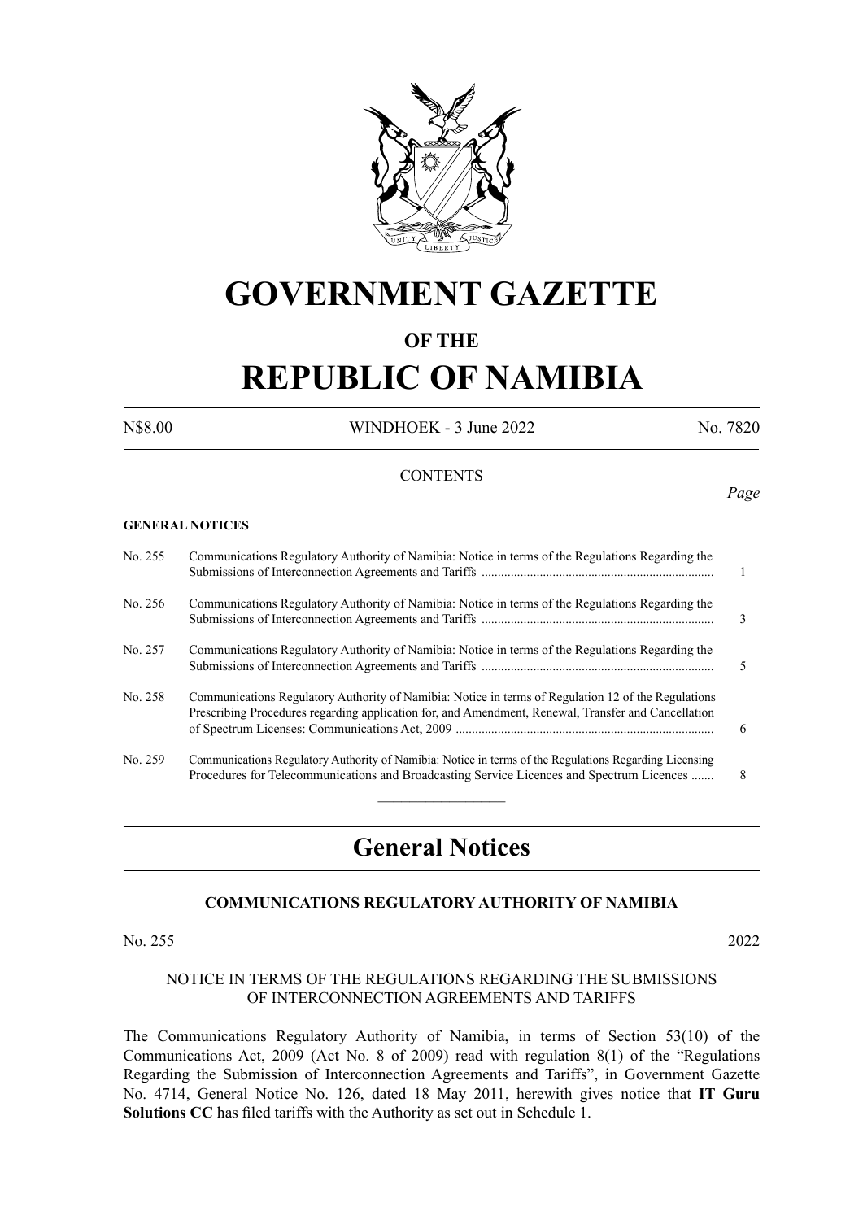# GOVERNMENT GAZETTE

## OF THE

# REPUBLIC OF NAMIBIA

N$8.00 WINDHOEK - 3 June 2022 No. 7820

CONTENTS

*Page*

**GENERAL NOTICES**

| | | |
|---|---|---|
| No. 255 | Communications Regulatory Authority of Namibia: Notice in terms of the Regulations Regarding the Submissions of Interconnection Agreements and Tariffs ........................................................................ | 1 |
| No. 256 | Communications Regulatory Authority of Namibia: Notice in terms of the Regulations Regarding the Submissions of Interconnection Agreements and Tariffs ........................................................................ | 3 |
| No. 257 | Communications Regulatory Authority of Namibia: Notice in terms of the Regulations Regarding the Submissions of Interconnection Agreements and Tariffs ........................................................................ | 5 |
| No. 258 | Communications Regulatory Authority of Namibia: Notice in terms of Regulation 12 of the Regulations Prescribing Procedures regarding application for, and Amendment, Renewal, Transfer and Cancellation of Spectrum Licenses: Communications Act, 2009 ................................................................................ | 6 |
| No. 259 | Communications Regulatory Authority of Namibia: Notice in terms of the Regulations Regarding Licensing Procedures for Telecommunications and Broadcasting Service Licences and Spectrum Licences ....... | 8 |

## General Notices

### COMMUNICATIONS REGULATORY AUTHORITY OF NAMIBIA

No. 255 2022

NOTICE IN TERMS OF THE REGULATIONS REGARDING THE SUBMISSIONS OF INTERCONNECTION AGREEMENTS AND TARIFFS

The Communications Regulatory Authority of Namibia, in terms of Section 53(10) of the Communications Act, 2009 (Act No. 8 of 2009) read with regulation 8(1) of the "Regulations Regarding the Submission of Interconnection Agreements and Tariffs", in Government Gazette No. 4714, General Notice No. 126, dated 18 May 2011, herewith gives notice that **IT Guru Solutions CC** has filed tariffs with the Authority as set out in Schedule 1.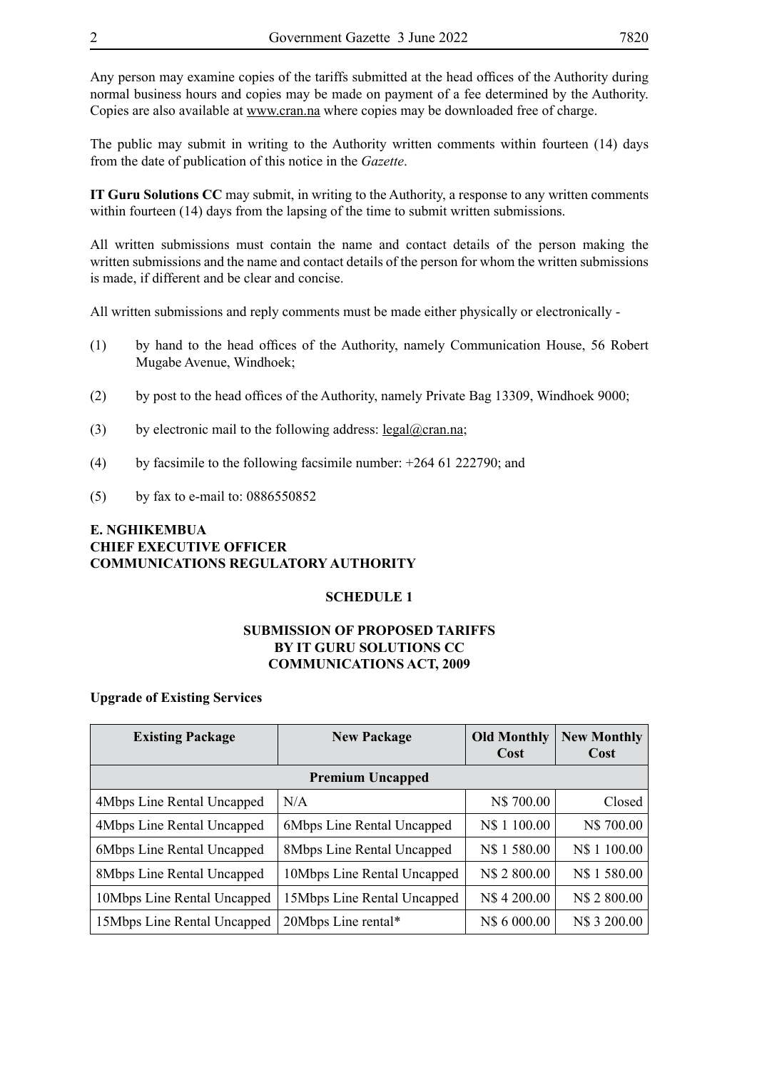Any person may examine copies of the tariffs submitted at the head offices of the Authority during normal business hours and copies may be made on payment of a fee determined by the Authority. Copies are also available at www.cran.na where copies may be downloaded free of charge.

The public may submit in writing to the Authority written comments within fourteen (14) days from the date of publication of this notice in the *Gazette*.

**IT Guru Solutions CC** may submit, in writing to the Authority, a response to any written comments within fourteen (14) days from the lapsing of the time to submit written submissions.

All written submissions must contain the name and contact details of the person making the written submissions and the name and contact details of the person for whom the written submissions is made, if different and be clear and concise.

All written submissions and reply comments must be made either physically or electronically -

(1) by hand to the head offices of the Authority, namely Communication House, 56 Robert Mugabe Avenue, Windhoek;

(2) by post to the head offices of the Authority, namely Private Bag 13309, Windhoek 9000;

(3) by electronic mail to the following address: legal@cran.na;

(4) by facsimile to the following facsimile number: +264 61 222790; and

(5) by fax to e-mail to: 0886550852

**E. NGHIKEMBUA**
**CHIEF EXECUTIVE OFFICER**
**COMMUNICATIONS REGULATORY AUTHORITY**

**SCHEDULE 1**

**SUBMISSION OF PROPOSED TARIFFS**
**BY IT GURU SOLUTIONS CC**
**COMMUNICATIONS ACT, 2009**

**Upgrade of Existing Services**

| Existing Package | New Package | Old Monthly Cost | New Monthly Cost |
|---|---|---|---|
| **Premium Uncapped** | | | |
| 4Mbps Line Rental Uncapped | N/A | N$ 700.00 | Closed |
| 4Mbps Line Rental Uncapped | 6Mbps Line Rental Uncapped | N$ 1 100.00 | N$ 700.00 |
| 6Mbps Line Rental Uncapped | 8Mbps Line Rental Uncapped | N$ 1 580.00 | N$ 1 100.00 |
| 8Mbps Line Rental Uncapped | 10Mbps Line Rental Uncapped | N$ 2 800.00 | N$ 1 580.00 |
| 10Mbps Line Rental Uncapped | 15Mbps Line Rental Uncapped | N$ 4 200.00 | N$ 2 800.00 |
| 15Mbps Line Rental Uncapped | 20Mbps Line rental* | N$ 6 000.00 | N$ 3 200.00 |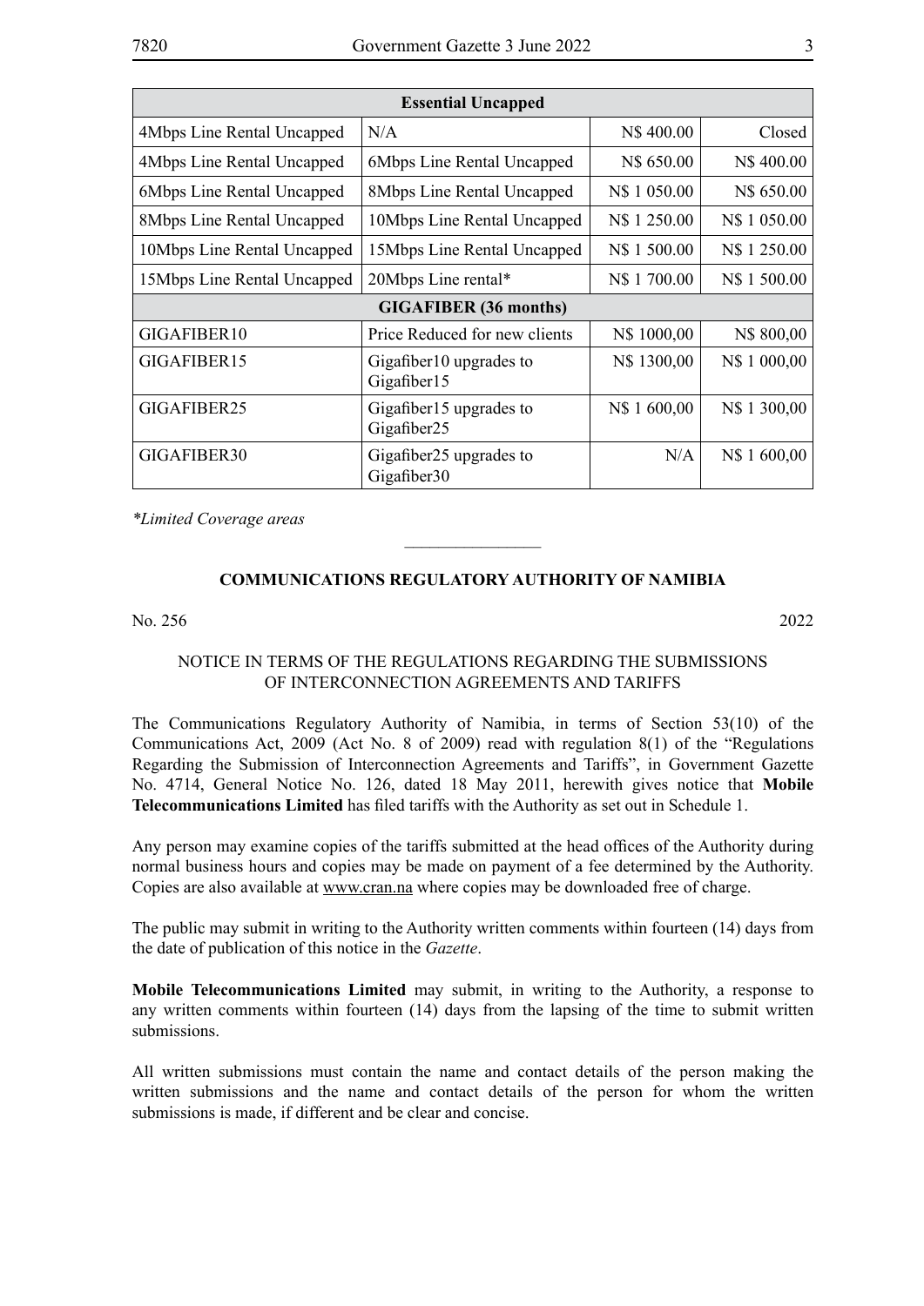| Essential Uncapped | | | |
|---|---|---|---|
| 4Mbps Line Rental Uncapped | N/A | N$ 400.00 | Closed |
| 4Mbps Line Rental Uncapped | 6Mbps Line Rental Uncapped | N$ 650.00 | N$ 400.00 |
| 6Mbps Line Rental Uncapped | 8Mbps Line Rental Uncapped | N$ 1 050.00 | N$ 650.00 |
| 8Mbps Line Rental Uncapped | 10Mbps Line Rental Uncapped | N$ 1 250.00 | N$ 1 050.00 |
| 10Mbps Line Rental Uncapped | 15Mbps Line Rental Uncapped | N$ 1 500.00 | N$ 1 250.00 |
| 15Mbps Line Rental Uncapped | 20Mbps Line rental* | N$ 1 700.00 | N$ 1 500.00 |
| **GIGAFIBER (36 months)** | | | |
| GIGAFIBER10 | Price Reduced for new clients | N$ 1000,00 | N$ 800,00 |
| GIGAFIBER15 | Gigafiber10 upgrades to Gigafiber15 | N$ 1300,00 | N$ 1 000,00 |
| GIGAFIBER25 | Gigafiber15 upgrades to Gigafiber25 | N$ 1 600,00 | N$ 1 300,00 |
| GIGAFIBER30 | Gigafiber25 upgrades to Gigafiber30 | N/A | N$ 1 600,00 |

*\*Limited Coverage areas*

---

**COMMUNICATIONS REGULATORY AUTHORITY OF NAMIBIA**

No. 256 2022

NOTICE IN TERMS OF THE REGULATIONS REGARDING THE SUBMISSIONS OF INTERCONNECTION AGREEMENTS AND TARIFFS

The Communications Regulatory Authority of Namibia, in terms of Section 53(10) of the Communications Act, 2009 (Act No. 8 of 2009) read with regulation 8(1) of the "Regulations Regarding the Submission of Interconnection Agreements and Tariffs", in Government Gazette No. 4714, General Notice No. 126, dated 18 May 2011, herewith gives notice that **Mobile Telecommunications Limited** has filed tariffs with the Authority as set out in Schedule 1.

Any person may examine copies of the tariffs submitted at the head offices of the Authority during normal business hours and copies may be made on payment of a fee determined by the Authority. Copies are also available at www.cran.na where copies may be downloaded free of charge.

The public may submit in writing to the Authority written comments within fourteen (14) days from the date of publication of this notice in the *Gazette*.

**Mobile Telecommunications Limited** may submit, in writing to the Authority, a response to any written comments within fourteen (14) days from the lapsing of the time to submit written submissions.

All written submissions must contain the name and contact details of the person making the written submissions and the name and contact details of the person for whom the written submissions is made, if different and be clear and concise.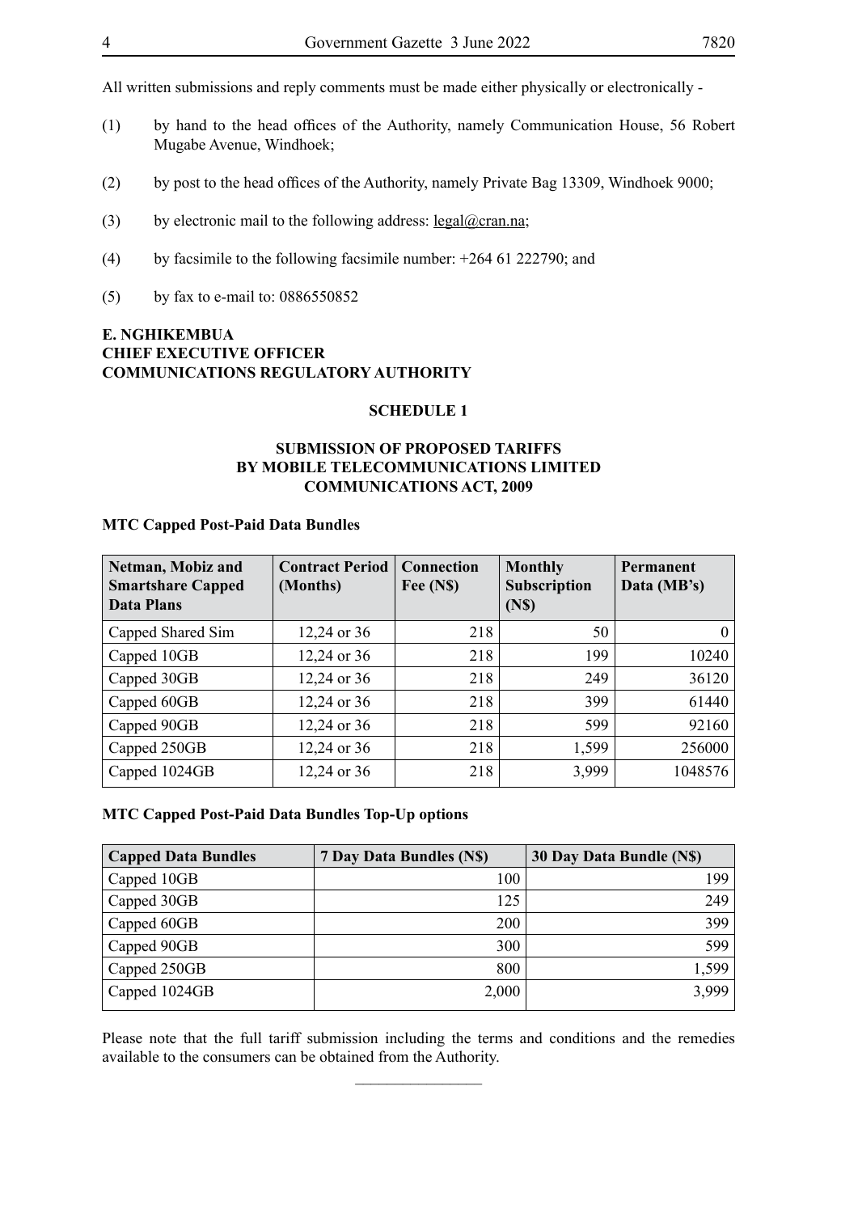All written submissions and reply comments must be made either physically or electronically -

(1) by hand to the head offices of the Authority, namely Communication House, 56 Robert Mugabe Avenue, Windhoek;

(2) by post to the head offices of the Authority, namely Private Bag 13309, Windhoek 9000;

(3) by electronic mail to the following address: legal@cran.na;

(4) by facsimile to the following facsimile number: +264 61 222790; and

(5) by fax to e-mail to: 0886550852

**E. NGHIKEMBUA**
**CHIEF EXECUTIVE OFFICER**
**COMMUNICATIONS REGULATORY AUTHORITY**

## SCHEDULE 1

## SUBMISSION OF PROPOSED TARIFFS BY MOBILE TELECOMMUNICATIONS LIMITED COMMUNICATIONS ACT, 2009

**MTC Capped Post-Paid Data Bundles**

| Netman, Mobiz and Smartshare Capped Data Plans | Contract Period (Months) | Connection Fee (N$) | Monthly Subscription (N$) | Permanent Data (MB's) |
|---|---|---|---|---|
| Capped Shared Sim | 12,24 or 36 | 218 | 50 | 0 |
| Capped 10GB | 12,24 or 36 | 218 | 199 | 10240 |
| Capped 30GB | 12,24 or 36 | 218 | 249 | 36120 |
| Capped 60GB | 12,24 or 36 | 218 | 399 | 61440 |
| Capped 90GB | 12,24 or 36 | 218 | 599 | 92160 |
| Capped 250GB | 12,24 or 36 | 218 | 1,599 | 256000 |
| Capped 1024GB | 12,24 or 36 | 218 | 3,999 | 1048576 |

**MTC Capped Post-Paid Data Bundles Top-Up options**

| Capped Data Bundles | 7 Day Data Bundles (N$) | 30 Day Data Bundle (N$) |
|---|---|---|
| Capped 10GB | 100 | 199 |
| Capped 30GB | 125 | 249 |
| Capped 60GB | 200 | 399 |
| Capped 90GB | 300 | 599 |
| Capped 250GB | 800 | 1,599 |
| Capped 1024GB | 2,000 | 3,999 |

Please note that the full tariff submission including the terms and conditions and the remedies available to the consumers can be obtained from the Authority.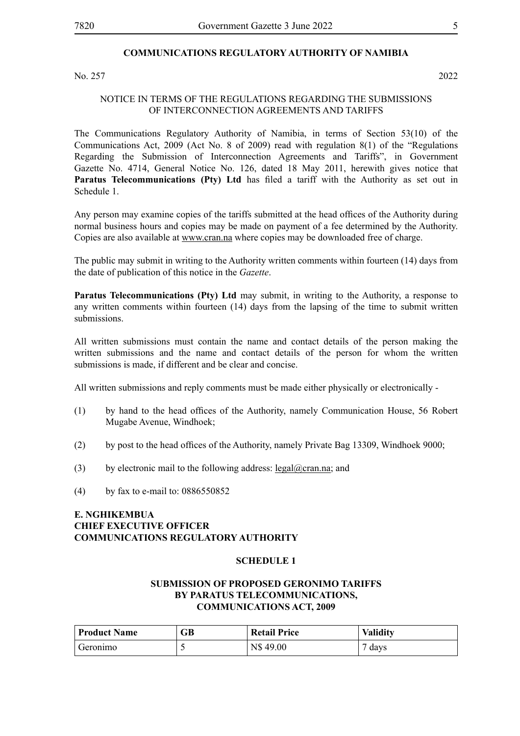## COMMUNICATIONS REGULATORY AUTHORITY OF NAMIBIA

No. 257 2022

NOTICE IN TERMS OF THE REGULATIONS REGARDING THE SUBMISSIONS OF INTERCONNECTION AGREEMENTS AND TARIFFS

The Communications Regulatory Authority of Namibia, in terms of Section 53(10) of the Communications Act, 2009 (Act No. 8 of 2009) read with regulation 8(1) of the "Regulations Regarding the Submission of Interconnection Agreements and Tariffs", in Government Gazette No. 4714, General Notice No. 126, dated 18 May 2011, herewith gives notice that **Paratus Telecommunications (Pty) Ltd** has filed a tariff with the Authority as set out in Schedule 1.

Any person may examine copies of the tariffs submitted at the head offices of the Authority during normal business hours and copies may be made on payment of a fee determined by the Authority. Copies are also available at www.cran.na where copies may be downloaded free of charge.

The public may submit in writing to the Authority written comments within fourteen (14) days from the date of publication of this notice in the *Gazette*.

**Paratus Telecommunications (Pty) Ltd** may submit, in writing to the Authority, a response to any written comments within fourteen (14) days from the lapsing of the time to submit written submissions.

All written submissions must contain the name and contact details of the person making the written submissions and the name and contact details of the person for whom the written submissions is made, if different and be clear and concise.

All written submissions and reply comments must be made either physically or electronically -

(1) by hand to the head offices of the Authority, namely Communication House, 56 Robert Mugabe Avenue, Windhoek;

(2) by post to the head offices of the Authority, namely Private Bag 13309, Windhoek 9000;

(3) by electronic mail to the following address: legal@cran.na; and

(4) by fax to e-mail to: 0886550852

**E. NGHIKEMBUA**
**CHIEF EXECUTIVE OFFICER**
**COMMUNICATIONS REGULATORY AUTHORITY**

### SCHEDULE 1

### SUBMISSION OF PROPOSED GERONIMO TARIFFS BY PARATUS TELECOMMUNICATIONS, COMMUNICATIONS ACT, 2009

| Product Name | GB | Retail Price | Validity |
|---|---|---|---|
| Geronimo | 5 | N$ 49.00 | 7 days |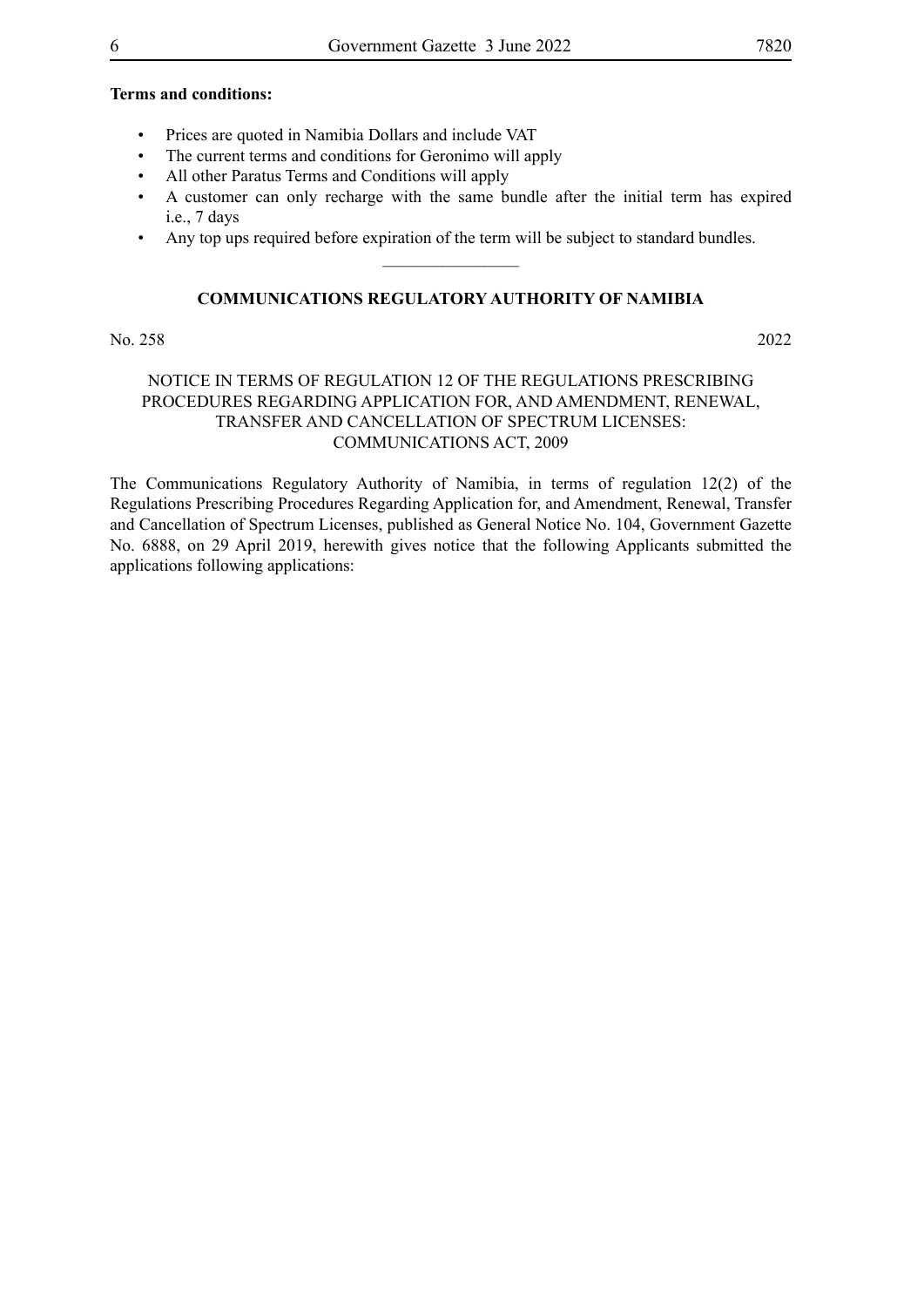**Terms and conditions:**

- Prices are quoted in Namibia Dollars and include VAT
- The current terms and conditions for Geronimo will apply
- All other Paratus Terms and Conditions will apply
- A customer can only recharge with the same bundle after the initial term has expired i.e., 7 days
- Any top ups required before expiration of the term will be subject to standard bundles.

________________

## COMMUNICATIONS REGULATORY AUTHORITY OF NAMIBIA

No. 258 2022

### NOTICE IN TERMS OF REGULATION 12 OF THE REGULATIONS PRESCRIBING PROCEDURES REGARDING APPLICATION FOR, AND AMENDMENT, RENEWAL, TRANSFER AND CANCELLATION OF SPECTRUM LICENSES: COMMUNICATIONS ACT, 2009

The Communications Regulatory Authority of Namibia, in terms of regulation 12(2) of the Regulations Prescribing Procedures Regarding Application for, and Amendment, Renewal, Transfer and Cancellation of Spectrum Licenses, published as General Notice No. 104, Government Gazette No. 6888, on 29 April 2019, herewith gives notice that the following Applicants submitted the applications following applications: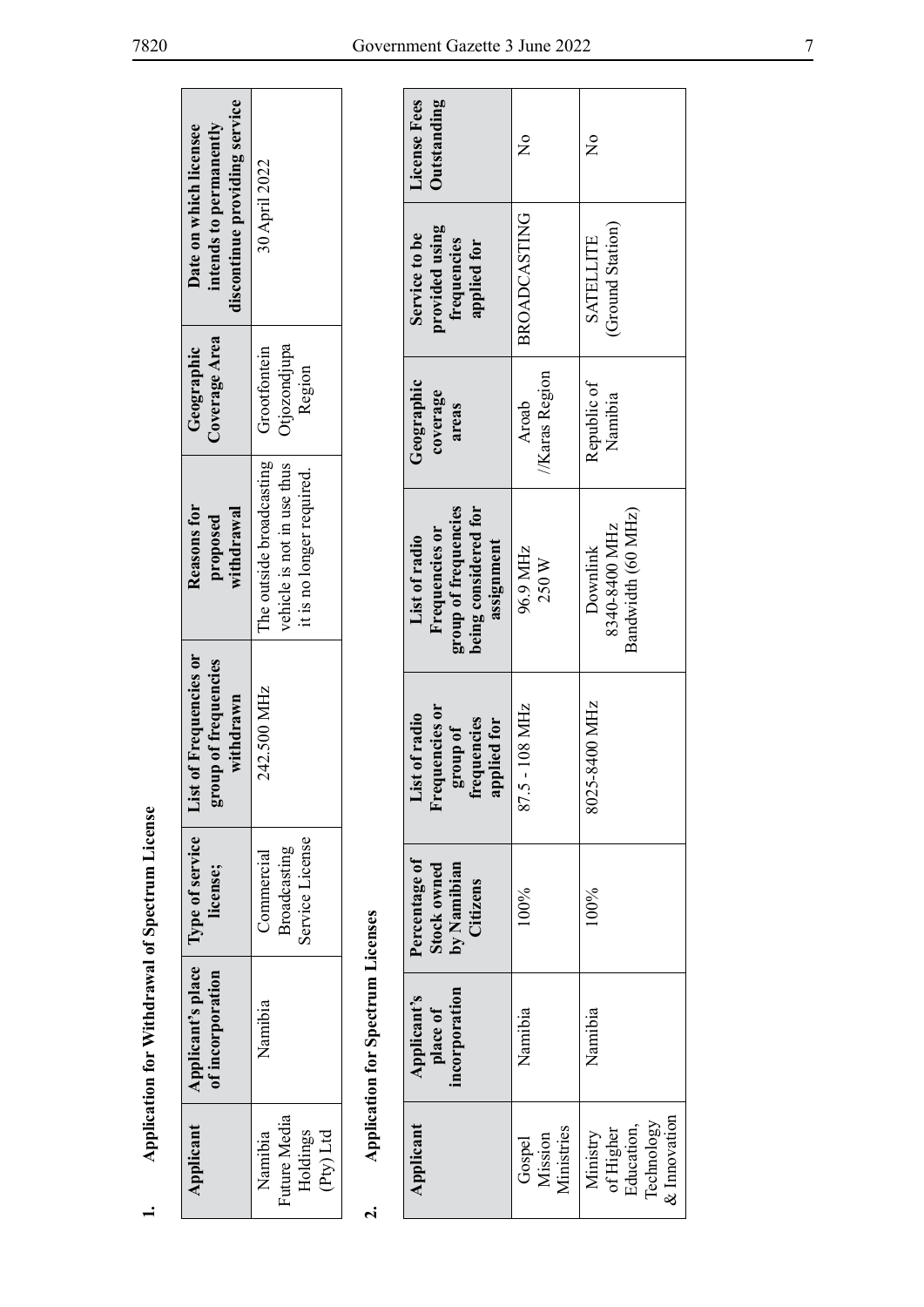## 1. Application for Withdrawal of Spectrum License

| Applicant | Applicant's place of incorporation | Type of service license; | List of Frequencies or group of frequencies withdrawn | Reasons for proposed withdrawal | Geographic Coverage Area | Date on which licensee intends to permanently discontinue providing service |
|---|---|---|---|---|---|---|
| Namibia Future Media Holdings (Pty) Ltd | Namibia | Commercial Broadcasting Service License | 242.500 MHz | The outside broadcasting vehicle is not in use thus it is no longer required. | Grootfontein Otjozondjupa Region | 30 April 2022 |

## 2. Application for Spectrum Licenses

| Applicant | Applicant's place of incorporation | Percentage of Stock owned by Namibian Citizens | List of radio Frequencies or group of frequencies applied for | List of radio Frequencies or group of frequencies being considered for assignment | Geographic coverage areas | Service to be provided using frequencies applied for | License Fees Outstanding |
|---|---|---|---|---|---|---|---|
| Gospel Mission Ministries | Namibia | 100% | 87.5 - 108 MHz | 96.9 MHz 250 W | Aroab //Karas Region | BROADCASTING | No |
| Ministry of Higher Education, Technology & Innovation | Namibia | 100% | 8025-8400 MHz | Downlink 8340-8400 MHz Bandwidth (60 MHz) | Republic of Namibia | SATELLITE (Ground Station) | No |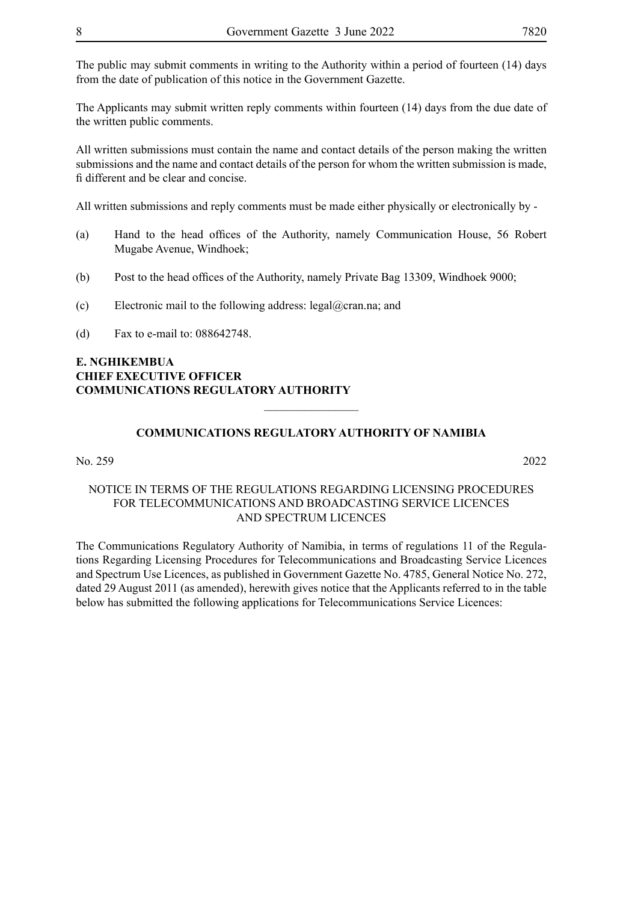The public may submit comments in writing to the Authority within a period of fourteen (14) days from the date of publication of this notice in the Government Gazette.

The Applicants may submit written reply comments within fourteen (14) days from the due date of the written public comments.

All written submissions must contain the name and contact details of the person making the written submissions and the name and contact details of the person for whom the written submission is made, fi different and be clear and concise.

All written submissions and reply comments must be made either physically or electronically by -

(a) Hand to the head offices of the Authority, namely Communication House, 56 Robert Mugabe Avenue, Windhoek;

(b) Post to the head offices of the Authority, namely Private Bag 13309, Windhoek 9000;

(c) Electronic mail to the following address: legal@cran.na; and

(d) Fax to e-mail to: 088642748.

**E. NGHIKEMBUA**
**CHIEF EXECUTIVE OFFICER**
**COMMUNICATIONS REGULATORY AUTHORITY**

---

## COMMUNICATIONS REGULATORY AUTHORITY OF NAMIBIA

No. 259 2022

### NOTICE IN TERMS OF THE REGULATIONS REGARDING LICENSING PROCEDURES FOR TELECOMMUNICATIONS AND BROADCASTING SERVICE LICENCES AND SPECTRUM LICENCES

The Communications Regulatory Authority of Namibia, in terms of regulations 11 of the Regulations Regarding Licensing Procedures for Telecommunications and Broadcasting Service Licences and Spectrum Use Licences, as published in Government Gazette No. 4785, General Notice No. 272, dated 29 August 2011 (as amended), herewith gives notice that the Applicants referred to in the table below has submitted the following applications for Telecommunications Service Licences: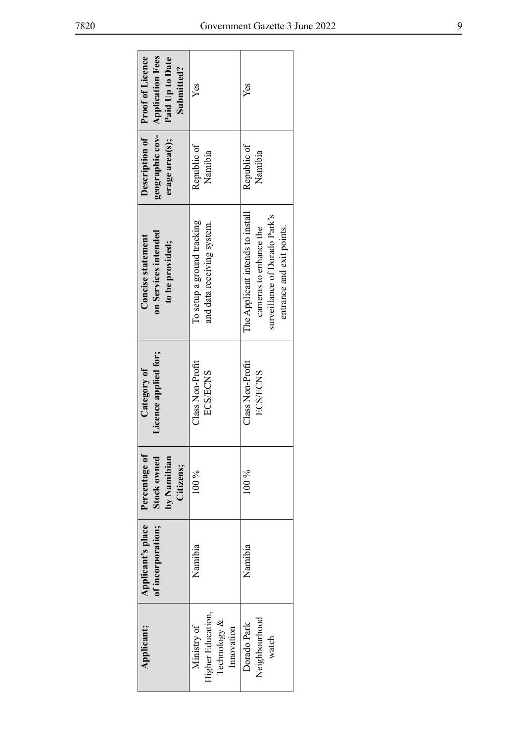| Applicant; | Applicant's place of incorporation; | Percentage of Stock owned by Namibian Citizens; | Category of Licence applied for; | Concise statement on Services intended to be provided; | Description of geographic coverage area(s); | Proof of Licence Application Fees Paid Up to Date Submitted? |
|---|---|---|---|---|---|---|
| Ministry of Higher Education, Technology & Innovation | Namibia | 100 % | Class Non-Profit ECS/ECNS | To setup a ground tracking and data receiving system. | Republic of Namibia | Yes |
| Dorado Park Neighbourhood watch | Namibia | 100 % | Class Non-Profit ECS/ECNS | The Applicant intends to install cameras to enhance the surveillance of Dorado Park's entrance and exit points. | Republic of Namibia | Yes |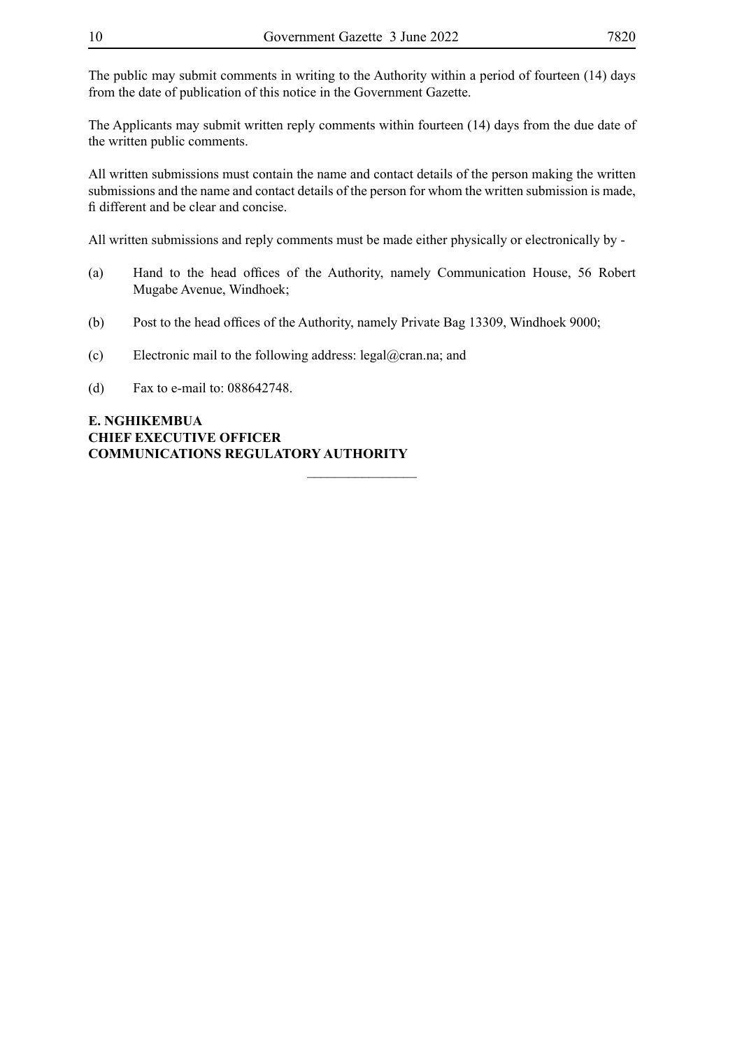The public may submit comments in writing to the Authority within a period of fourteen (14) days from the date of publication of this notice in the Government Gazette.

The Applicants may submit written reply comments within fourteen (14) days from the due date of the written public comments.

All written submissions must contain the name and contact details of the person making the written submissions and the name and contact details of the person for whom the written submission is made, fi different and be clear and concise.

All written submissions and reply comments must be made either physically or electronically by -

(a) Hand to the head offices of the Authority, namely Communication House, 56 Robert Mugabe Avenue, Windhoek;

(b) Post to the head offices of the Authority, namely Private Bag 13309, Windhoek 9000;

(c) Electronic mail to the following address: legal@cran.na; and

(d) Fax to e-mail to: 088642748.

**E. NGHIKEMBUA**
**CHIEF EXECUTIVE OFFICER**
**COMMUNICATIONS REGULATORY AUTHORITY**

________________